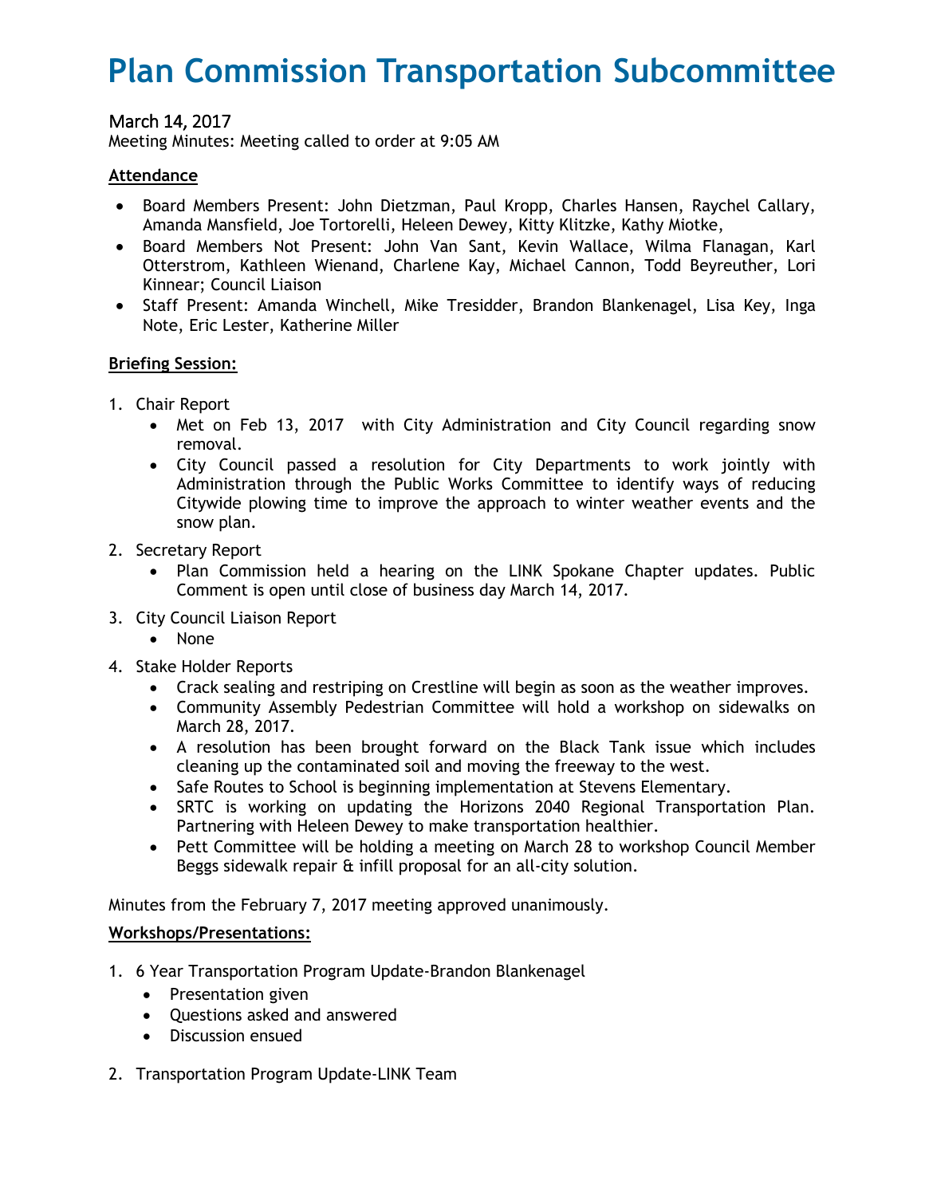# Plan Commission Transportation Subcommittee

March 14, 2017

Meeting Minutes: Meeting called to order at 9:05 AM

**Attendance**

- Board Members Present: John Dietzman, Paul Kropp, Charles Hansen, Raychel Callary, Amanda Mansfield, Joe Tortorelli, Heleen Dewey, Kitty Klitzke, Kathy Miotke,
- Board Members Not Present: John Van Sant, Kevin Wallace, Wilma Flanagan, Karl Otterstrom, Kathleen Wienand, Charlene Kay, Michael Cannon, Todd Beyreuther, Lori Kinnear; Council Liaison
- Staff Present: Amanda Winchell, Mike Tresidder, Brandon Blankenagel, Lisa Key, Inga Note, Eric Lester, Katherine Miller

**Briefing Session:**

1. Chair Report
   - Met on Feb 13, 2017 with City Administration and City Council regarding snow removal.
   - City Council passed a resolution for City Departments to work jointly with Administration through the Public Works Committee to identify ways of reducing Citywide plowing time to improve the approach to winter weather events and the snow plan.
2. Secretary Report
   - Plan Commission held a hearing on the LINK Spokane Chapter updates. Public Comment is open until close of business day March 14, 2017.
3. City Council Liaison Report
   - None
4. Stake Holder Reports
   - Crack sealing and restriping on Crestline will begin as soon as the weather improves.
   - Community Assembly Pedestrian Committee will hold a workshop on sidewalks on March 28, 2017.
   - A resolution has been brought forward on the Black Tank issue which includes cleaning up the contaminated soil and moving the freeway to the west.
   - Safe Routes to School is beginning implementation at Stevens Elementary.
   - SRTC is working on updating the Horizons 2040 Regional Transportation Plan. Partnering with Heleen Dewey to make transportation healthier.
   - Pett Committee will be holding a meeting on March 28 to workshop Council Member Beggs sidewalk repair & infill proposal for an all-city solution.

Minutes from the February 7, 2017 meeting approved unanimously.

**Workshops/Presentations:**

1. 6 Year Transportation Program Update-Brandon Blankenagel
   - Presentation given
   - Questions asked and answered
   - Discussion ensued
2. Transportation Program Update-LINK Team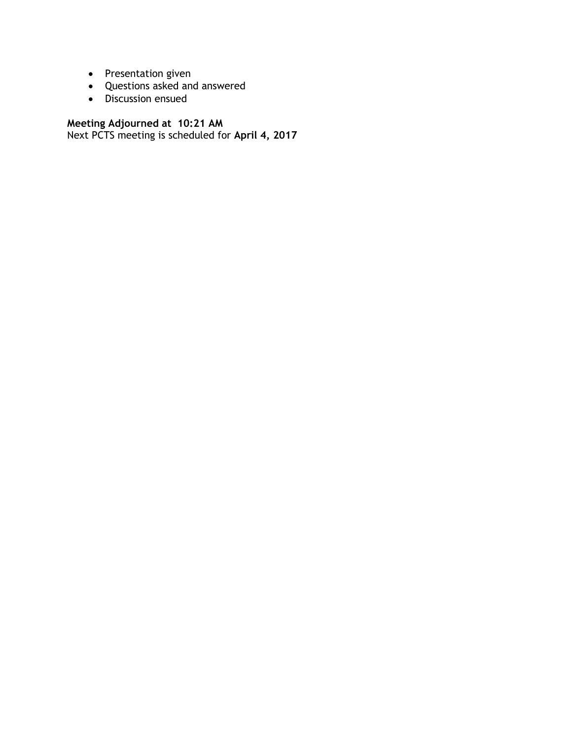- Presentation given
- Questions asked and answered
- Discussion ensued

**Meeting Adjourned at 10:21 AM**
Next PCTS meeting is scheduled for **April 4, 2017**